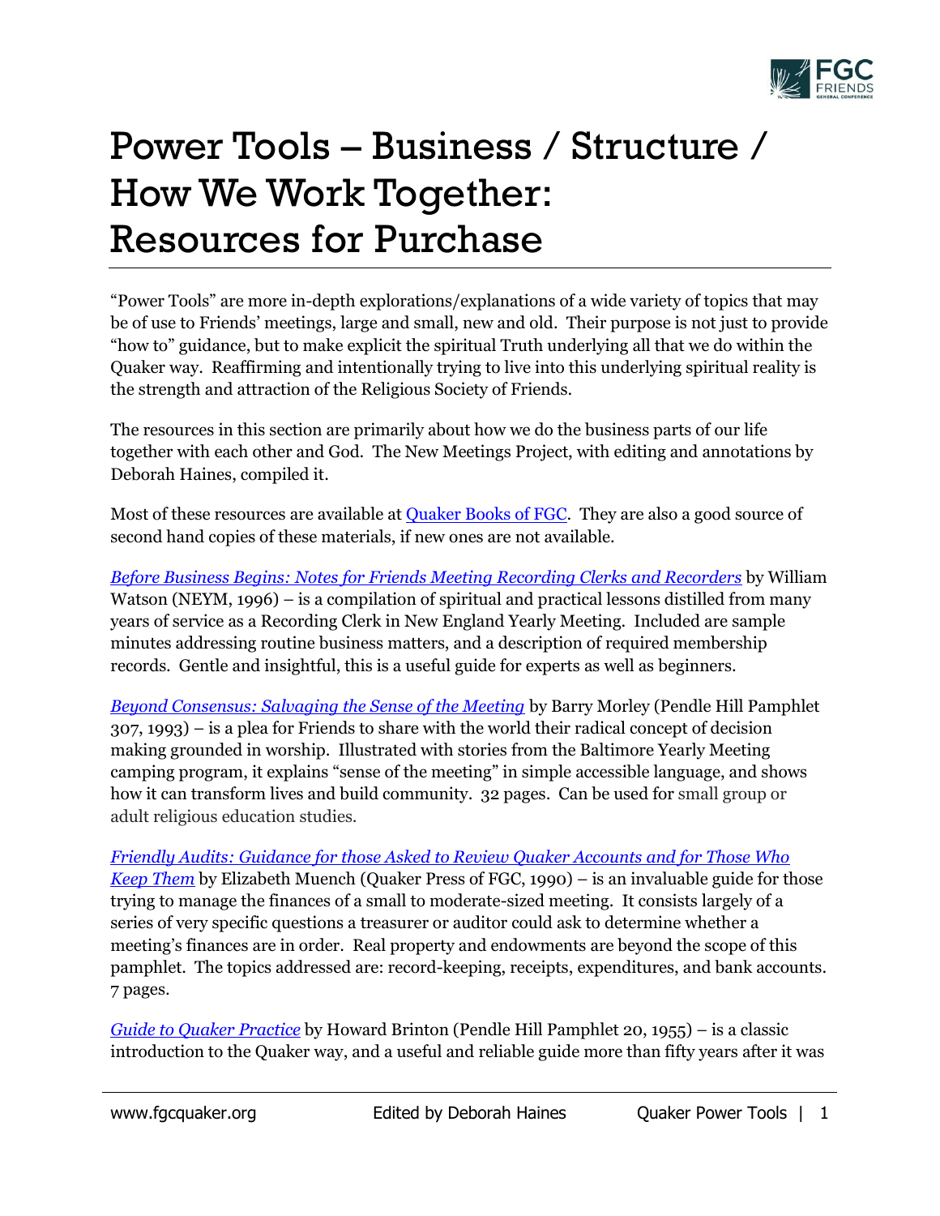# Power Tools – Business / Structure / How We Work Together: Resources for Purchase

"Power Tools" are more in-depth explorations/explanations of a wide variety of topics that may be of use to Friends' meetings, large and small, new and old. Their purpose is not just to provide "how to" guidance, but to make explicit the spiritual Truth underlying all that we do within the Quaker way. Reaffirming and intentionally trying to live into this underlying spiritual reality is the strength and attraction of the Religious Society of Friends.

The resources in this section are primarily about how we do the business parts of our life together with each other and God. The New Meetings Project, with editing and annotations by Deborah Haines, compiled it.

Most of these resources are available at [Quaker Books of FGC](). They are also a good source of second hand copies of these materials, if new ones are not available.

[*Before Business Begins: Notes for Friends Meeting Recording Clerks and Recorders*]() by William Watson (NEYM, 1996) – is a compilation of spiritual and practical lessons distilled from many years of service as a Recording Clerk in New England Yearly Meeting. Included are sample minutes addressing routine business matters, and a description of required membership records. Gentle and insightful, this is a useful guide for experts as well as beginners.

[*Beyond Consensus: Salvaging the Sense of the Meeting*]() by Barry Morley (Pendle Hill Pamphlet 307, 1993) – is a plea for Friends to share with the world their radical concept of decision making grounded in worship. Illustrated with stories from the Baltimore Yearly Meeting camping program, it explains "sense of the meeting" in simple accessible language, and shows how it can transform lives and build community. 32 pages. Can be used for small group or adult religious education studies.

[*Friendly Audits: Guidance for those Asked to Review Quaker Accounts and for Those Who Keep Them*]() by Elizabeth Muench (Quaker Press of FGC, 1990) – is an invaluable guide for those trying to manage the finances of a small to moderate-sized meeting. It consists largely of a series of very specific questions a treasurer or auditor could ask to determine whether a meeting's finances are in order. Real property and endowments are beyond the scope of this pamphlet. The topics addressed are: record-keeping, receipts, expenditures, and bank accounts. 7 pages.

[*Guide to Quaker Practice*]() by Howard Brinton (Pendle Hill Pamphlet 20, 1955) – is a classic introduction to the Quaker way, and a useful and reliable guide more than fifty years after it was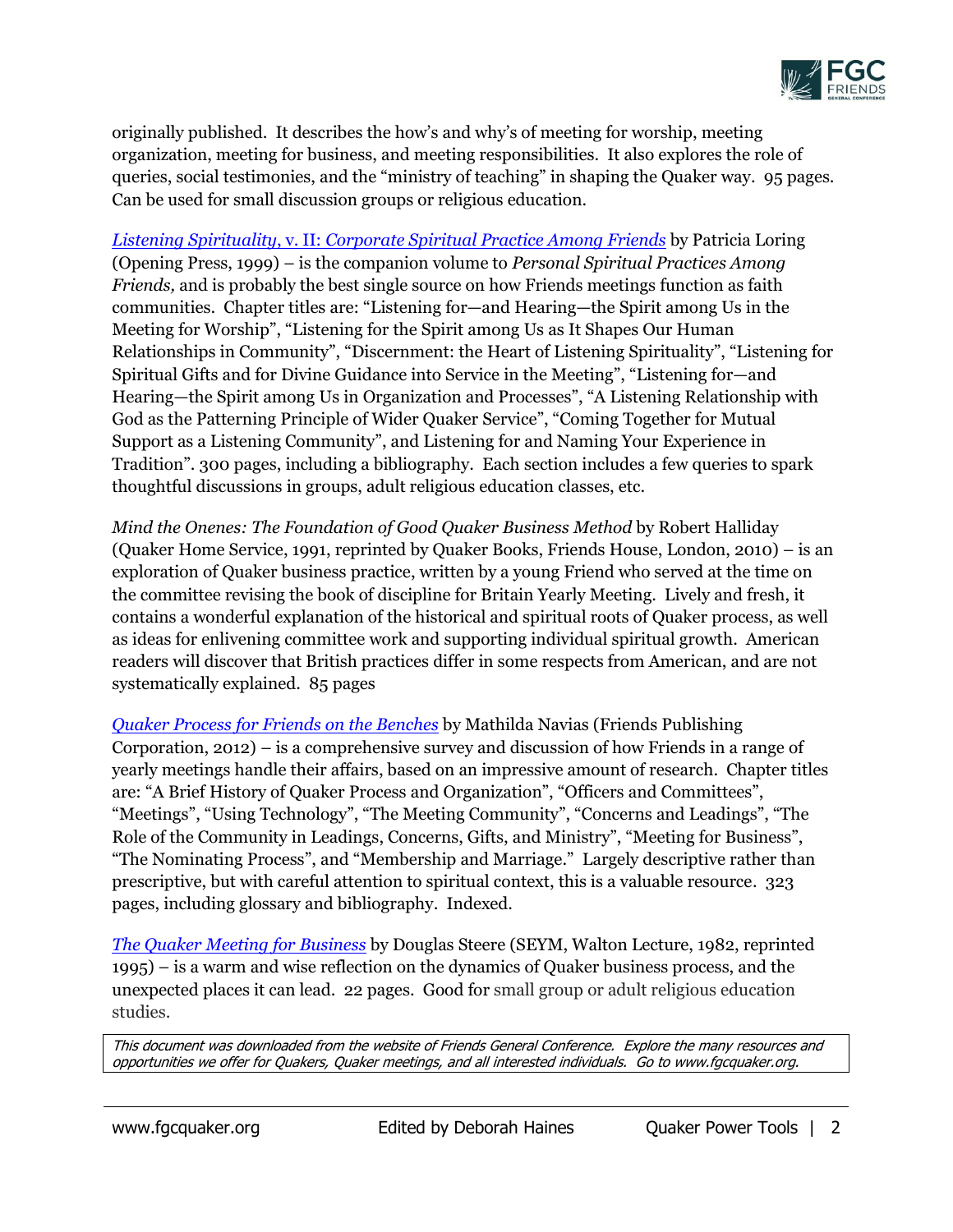originally published. It describes the how's and why's of meeting for worship, meeting organization, meeting for business, and meeting responsibilities. It also explores the role of queries, social testimonies, and the "ministry of teaching" in shaping the Quaker way. 95 pages. Can be used for small discussion groups or religious education.

*Listening Spirituality*, v. II: *Corporate Spiritual Practice Among Friends* by Patricia Loring (Opening Press, 1999) – is the companion volume to *Personal Spiritual Practices Among Friends,* and is probably the best single source on how Friends meetings function as faith communities. Chapter titles are: "Listening for—and Hearing—the Spirit among Us in the Meeting for Worship", "Listening for the Spirit among Us as It Shapes Our Human Relationships in Community", "Discernment: the Heart of Listening Spirituality", "Listening for Spiritual Gifts and for Divine Guidance into Service in the Meeting", "Listening for—and Hearing—the Spirit among Us in Organization and Processes", "A Listening Relationship with God as the Patterning Principle of Wider Quaker Service", "Coming Together for Mutual Support as a Listening Community", and Listening for and Naming Your Experience in Tradition". 300 pages, including a bibliography. Each section includes a few queries to spark thoughtful discussions in groups, adult religious education classes, etc.

*Mind the Onenes: The Foundation of Good Quaker Business Method* by Robert Halliday (Quaker Home Service, 1991, reprinted by Quaker Books, Friends House, London, 2010) – is an exploration of Quaker business practice, written by a young Friend who served at the time on the committee revising the book of discipline for Britain Yearly Meeting. Lively and fresh, it contains a wonderful explanation of the historical and spiritual roots of Quaker process, as well as ideas for enlivening committee work and supporting individual spiritual growth. American readers will discover that British practices differ in some respects from American, and are not systematically explained. 85 pages

*Quaker Process for Friends on the Benches* by Mathilda Navias (Friends Publishing Corporation, 2012) – is a comprehensive survey and discussion of how Friends in a range of yearly meetings handle their affairs, based on an impressive amount of research. Chapter titles are: "A Brief History of Quaker Process and Organization", "Officers and Committees", "Meetings", "Using Technology", "The Meeting Community", "Concerns and Leadings", "The Role of the Community in Leadings, Concerns, Gifts, and Ministry", "Meeting for Business", "The Nominating Process", and "Membership and Marriage." Largely descriptive rather than prescriptive, but with careful attention to spiritual context, this is a valuable resource. 323 pages, including glossary and bibliography. Indexed.

*The Quaker Meeting for Business* by Douglas Steere (SEYM, Walton Lecture, 1982, reprinted 1995) – is a warm and wise reflection on the dynamics of Quaker business process, and the unexpected places it can lead. 22 pages. Good for small group or adult religious education studies.

*This document was downloaded from the website of Friends General Conference. Explore the many resources and opportunities we offer for Quakers, Quaker meetings, and all interested individuals. Go to www.fgcquaker.org.*